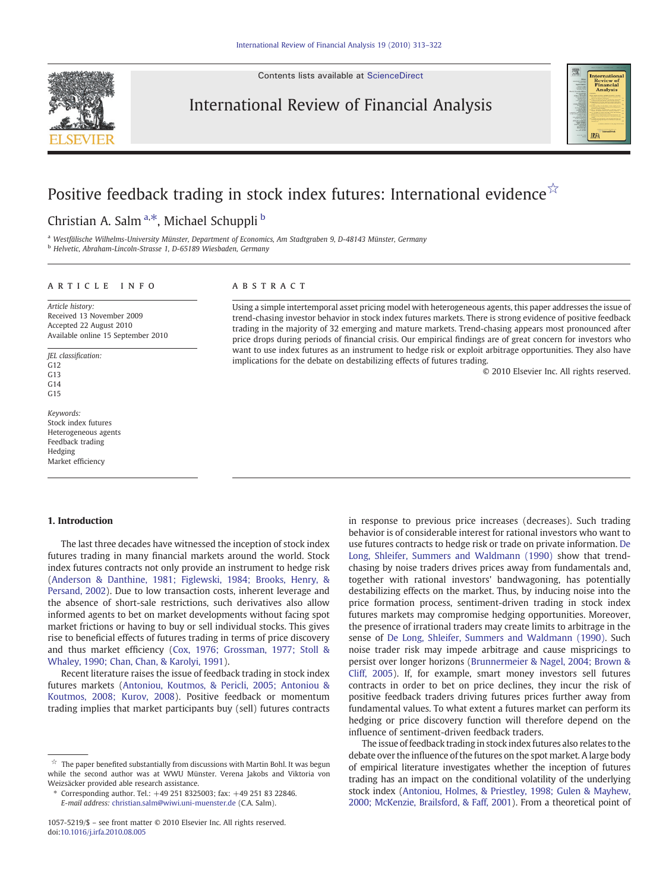# Positive feedback trading in stock index futures: International evidence ☆

Christian A. Salm [a,*], Michael Schuppli [b]

[a] Westfälische Wilhelms-University Münster, Department of Economics, Am Stadtgraben 9, D-48143 Münster, Germany
[b] Helvetic, Abraham-Lincoln-Strasse 1, D-65189 Wiesbaden, Germany

## ARTICLE INFO

*Article history:*
Received 13 November 2009
Accepted 22 August 2010
Available online 15 September 2010

*JEL classification:*
G12
G13
G14
G15

*Keywords:*
Stock index futures
Heterogeneous agents
Feedback trading
Hedging
Market efficiency

## ABSTRACT

Using a simple intertemporal asset pricing model with heterogeneous agents, this paper addresses the issue of trend-chasing investor behavior in stock index futures markets. There is strong evidence of positive feedback trading in the majority of 32 emerging and mature markets. Trend-chasing appears most pronounced after price drops during periods of financial crisis. Our empirical findings are of great concern for investors who want to use index futures as an instrument to hedge risk or exploit arbitrage opportunities. They also have implications for the debate on destabilizing effects of futures trading.

© 2010 Elsevier Inc. All rights reserved.

## 1. Introduction

The last three decades have witnessed the inception of stock index futures trading in many financial markets around the world. Stock index futures contracts not only provide an instrument to hedge risk (Anderson & Danthine, 1981; Figlewski, 1984; Brooks, Henry, & Persand, 2002). Due to low transaction costs, inherent leverage and the absence of short-sale restrictions, such derivatives also allow informed agents to bet on market developments without facing spot market frictions or having to buy or sell individual stocks. This gives rise to beneficial effects of futures trading in terms of price discovery and thus market efficiency (Cox, 1976; Grossman, 1977; Stoll & Whaley, 1990; Chan, Chan, & Karolyi, 1991).

Recent literature raises the issue of feedback trading in stock index futures markets (Antoniou, Koutmos, & Pericli, 2005; Antoniou & Koutmos, 2008; Kurov, 2008). Positive feedback or momentum trading implies that market participants buy (sell) futures contracts in response to previous price increases (decreases). Such trading behavior is of considerable interest for rational investors who want to use futures contracts to hedge risk or trade on private information. De Long, Shleifer, Summers and Waldmann (1990) show that trend-chasing by noise traders drives prices away from fundamentals and, together with rational investors' bandwagoning, has potentially destabilizing effects on the market. Thus, by inducing noise into the price formation process, sentiment-driven trading in stock index futures markets may compromise hedging opportunities. Moreover, the presence of irrational traders may create limits to arbitrage in the sense of De Long, Shleifer, Summers and Waldmann (1990). Such noise trader risk may impede arbitrage and cause mispricings to persist over longer horizons (Brunnermeier & Nagel, 2004; Brown & Cliff, 2005). If, for example, smart money investors sell futures contracts in order to bet on price declines, they incur the risk of positive feedback traders driving futures prices further away from fundamental values. To what extent a futures market can perform its hedging or price discovery function will therefore depend on the influence of sentiment-driven feedback traders.

The issue of feedback trading in stock index futures also relates to the debate over the influence of the futures on the spot market. A large body of empirical literature investigates whether the inception of futures trading has an impact on the conditional volatility of the underlying stock index (Antoniou, Holmes, & Priestley, 1998; Gulen & Mayhew, 2000; McKenzie, Brailsford, & Faff, 2001). From a theoretical point of

---

☆ The paper benefited substantially from discussions with Martin Bohl. It was begun while the second author was at WWU Münster. Verena Jakobs and Viktoria von Weizsäcker provided able research assistance.

\* Corresponding author. Tel.: +49 251 8325003; fax: +49 251 83 22846.
*E-mail address:* christian.salm@wiwi.uni-muenster.de (C.A. Salm).

1057-5219/$ – see front matter © 2010 Elsevier Inc. All rights reserved.
doi:10.1016/j.irfa.2010.08.005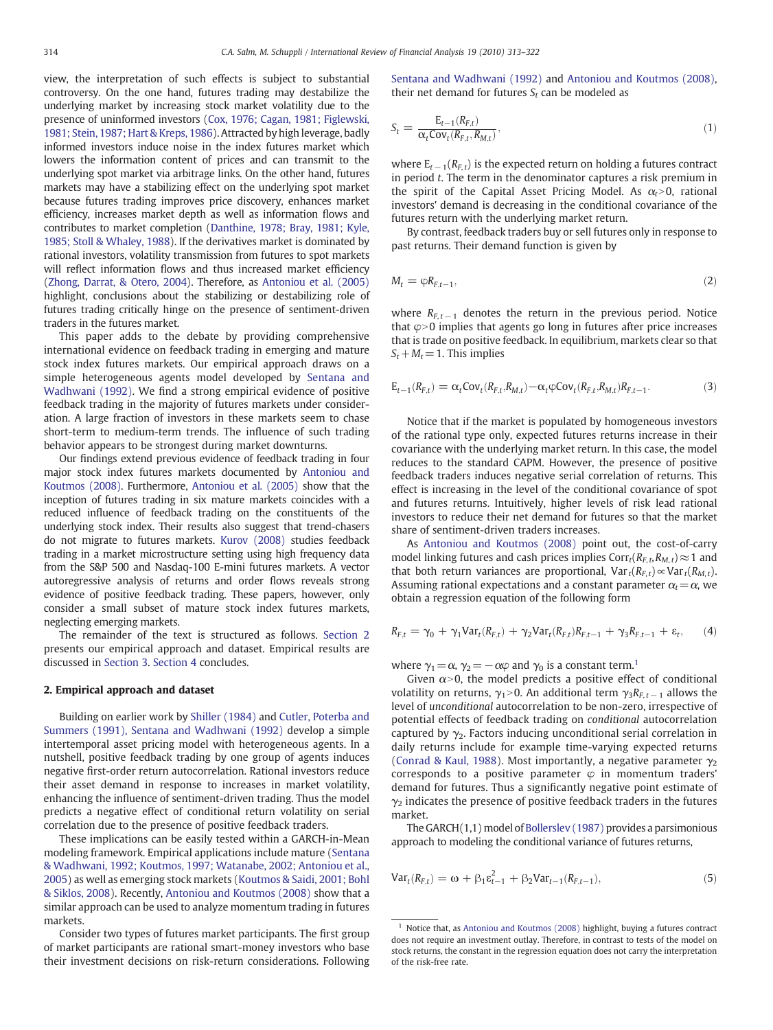view, the interpretation of such effects is subject to substantial controversy. On the one hand, futures trading may destabilize the underlying market by increasing stock market volatility due to the presence of uninformed investors (Cox, 1976; Cagan, 1981; Figlewski, 1981; Stein, 1987; Hart & Kreps, 1986). Attracted by high leverage, badly informed investors induce noise in the index futures market which lowers the information content of prices and can transmit to the underlying spot market via arbitrage links. On the other hand, futures markets may have a stabilizing effect on the underlying spot market because futures trading improves price discovery, enhances market efficiency, increases market depth as well as information flows and contributes to market completion (Danthine, 1978; Bray, 1981; Kyle, 1985; Stoll & Whaley, 1988). If the derivatives market is dominated by rational investors, volatility transmission from futures to spot markets will reflect information flows and thus increased market efficiency (Zhong, Darrat, & Otero, 2004). Therefore, as Antoniou et al. (2005) highlight, conclusions about the stabilizing or destabilizing role of futures trading critically hinge on the presence of sentiment-driven traders in the futures market.

This paper adds to the debate by providing comprehensive international evidence on feedback trading in emerging and mature stock index futures markets. Our empirical approach draws on a simple heterogeneous agents model developed by Sentana and Wadhwani (1992). We find a strong empirical evidence of positive feedback trading in the majority of futures markets under consideration. A large fraction of investors in these markets seem to chase short-term to medium-term trends. The influence of such trading behavior appears to be strongest during market downturns.

Our findings extend previous evidence of feedback trading in four major stock index futures markets documented by Antoniou and Koutmos (2008). Furthermore, Antoniou et al. (2005) show that the inception of futures trading in six mature markets coincides with a reduced influence of feedback trading on the constituents of the underlying stock index. Their results also suggest that trend-chasers do not migrate to futures markets. Kurov (2008) studies feedback trading in a market microstructure setting using high frequency data from the S&P 500 and Nasdaq-100 E-mini futures markets. A vector autoregressive analysis of returns and order flows reveals strong evidence of positive feedback trading. These papers, however, only consider a small subset of mature stock index futures markets, neglecting emerging markets.

The remainder of the text is structured as follows. Section 2 presents our empirical approach and dataset. Empirical results are discussed in Section 3. Section 4 concludes.

## 2. Empirical approach and dataset

Building on earlier work by Shiller (1984) and Cutler, Poterba and Summers (1991), Sentana and Wadhwani (1992) develop a simple intertemporal asset pricing model with heterogeneous agents. In a nutshell, positive feedback trading by one group of agents induces negative first-order return autocorrelation. Rational investors reduce their asset demand in response to increases in market volatility, enhancing the influence of sentiment-driven trading. Thus the model predicts a negative effect of conditional return volatility on serial correlation due to the presence of positive feedback traders.

These implications can be easily tested within a GARCH-in-Mean modeling framework. Empirical applications include mature (Sentana & Wadhwani, 1992; Koutmos, 1997; Watanabe, 2002; Antoniou et al., 2005) as well as emerging stock markets (Koutmos & Saidi, 2001; Bohl & Siklos, 2008). Recently, Antoniou and Koutmos (2008) show that a similar approach can be used to analyze momentum trading in futures markets.

Consider two types of futures market participants. The first group of market participants are rational smart-money investors who base their investment decisions on risk-return considerations. Following Sentana and Wadhwani (1992) and Antoniou and Koutmos (2008), their net demand for futures $S_t$ can be modeled as

$$S_t = \frac{\mathrm{E}_{t-1}(R_{F,t})}{\alpha_t \mathrm{Cov}_t(R_{F,t}, R_{M,t})}, \tag{1}$$

where $\mathrm{E}_{t-1}(R_{F,t})$ is the expected return on holding a futures contract in period $t$. The term in the denominator captures a risk premium in the spirit of the Capital Asset Pricing Model. As $\alpha_t > 0$, rational investors' demand is decreasing in the conditional covariance of the futures return with the underlying market return.

By contrast, feedback traders buy or sell futures only in response to past returns. Their demand function is given by

$$M_t = \varphi R_{F,t-1}, \tag{2}$$

where $R_{F,t-1}$ denotes the return in the previous period. Notice that $\varphi > 0$ implies that agents go long in futures after price increases that is trade on positive feedback. In equilibrium, markets clear so that $S_t + M_t = 1$. This implies

$$\mathrm{E}_{t-1}(R_{F,t}) = \alpha_t \mathrm{Cov}_t(R_{F,t}, R_{M,t}) - \alpha_t \varphi \mathrm{Cov}_t(R_{F,t}, R_{M,t}) R_{F,t-1}. \tag{3}$$

Notice that if the market is populated by homogeneous investors of the rational type only, expected futures returns increase in their covariance with the underlying market return. In this case, the model reduces to the standard CAPM. However, the presence of positive feedback traders induces negative serial correlation of returns. This effect is increasing in the level of the conditional covariance of spot and futures returns. Intuitively, higher levels of risk lead rational investors to reduce their net demand for futures so that the market share of sentiment-driven traders increases.

As Antoniou and Koutmos (2008) point out, the cost-of-carry model linking futures and cash prices implies $\mathrm{Corr}_t(R_{F,t}, R_{M,t}) \approx 1$ and that both return variances are proportional, $\mathrm{Var}_t(R_{F,t}) \propto \mathrm{Var}_t(R_{M,t})$. Assuming rational expectations and a constant parameter $\alpha_t = \alpha$, we obtain a regression equation of the following form

$$R_{F,t} = \gamma_0 + \gamma_1 \mathrm{Var}_t(R_{F,t}) + \gamma_2 \mathrm{Var}_t(R_{F,t}) R_{F,t-1} + \gamma_3 R_{F,t-1} + \varepsilon_t, \tag{4}$$

where $\gamma_1 = \alpha$, $\gamma_2 = -\alpha\varphi$ and $\gamma_0$ is a constant term.[1]

Given $\alpha > 0$, the model predicts a positive effect of conditional volatility on returns, $\gamma_1 > 0$. An additional term $\gamma_3 R_{F,t-1}$ allows the level of *unconditional* autocorrelation to be non-zero, irrespective of potential effects of feedback trading on *conditional* autocorrelation captured by $\gamma_2$. Factors inducing unconditional serial correlation in daily returns include for example time-varying expected returns (Conrad & Kaul, 1988). Most importantly, a negative parameter $\gamma_2$ corresponds to a positive parameter $\varphi$ in momentum traders' demand for futures. Thus a significantly negative point estimate of $\gamma_2$ indicates the presence of positive feedback traders in the futures market.

The GARCH(1,1) model of Bollerslev (1987) provides a parsimonious approach to modeling the conditional variance of futures returns,

$$\mathrm{Var}_t(R_{F,t}) = \omega + \beta_1 \varepsilon_{t-1}^2 + \beta_2 \mathrm{Var}_{t-1}(R_{F,t-1}), \tag{5}$$

[1] Notice that, as Antoniou and Koutmos (2008) highlight, buying a futures contract does not require an investment outlay. Therefore, in contrast to tests of the model on stock returns, the constant in the regression equation does not carry the interpretation of the risk-free rate.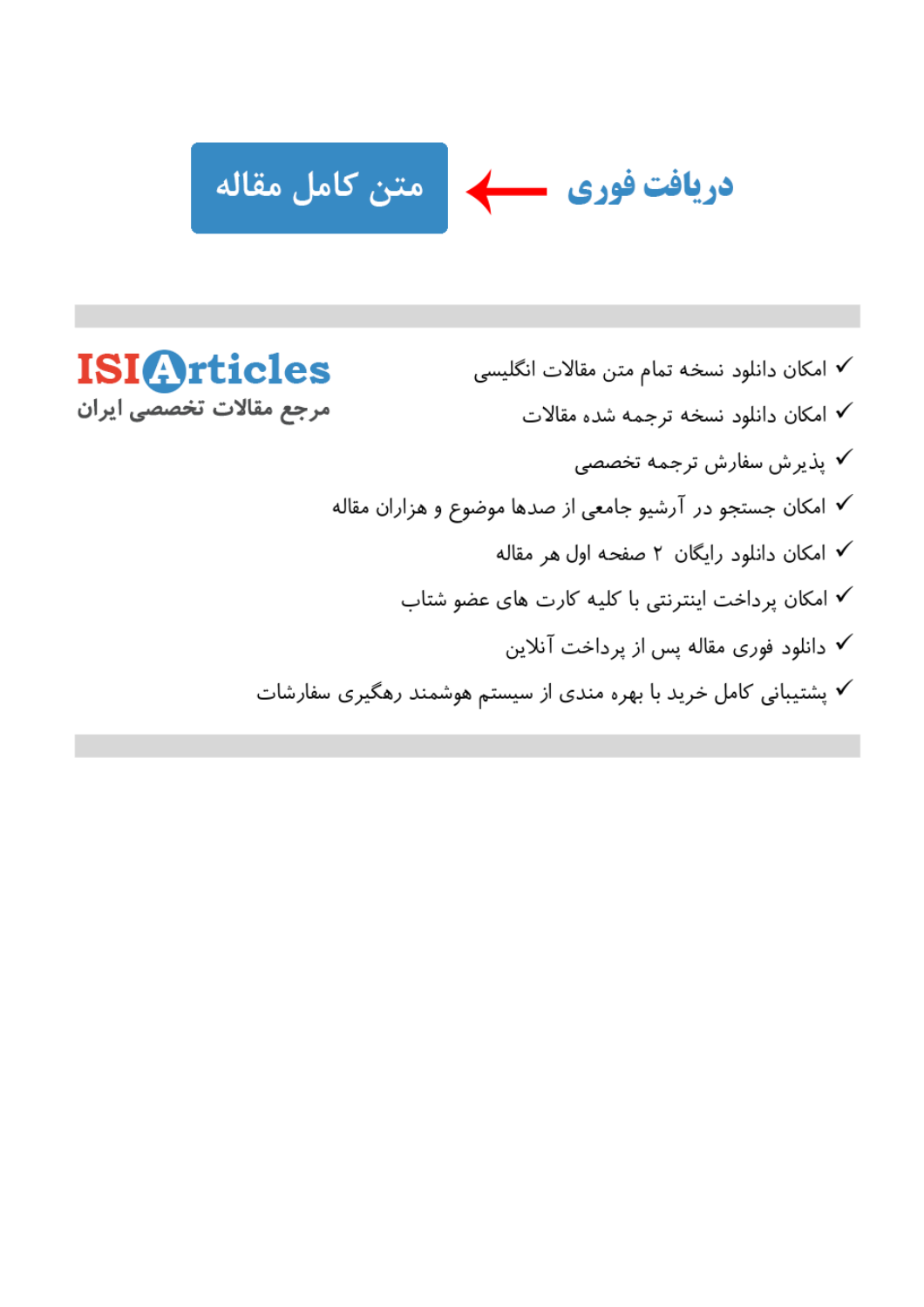دریافت فوری ← متن کامل مقاله

**ISIArticles**
مرجع مقالات تخصصی ایران

- ✓ امکان دانلود نسخه تمام متن مقالات انگلیسی
- ✓ امکان دانلود نسخه ترجمه شده مقالات
- ✓ پذیرش سفارش ترجمه تخصصی
- ✓ امکان جستجو در آرشیو جامعی از صدها موضوع و هزاران مقاله
- ✓ امکان دانلود رایگان ۲ صفحه اول هر مقاله
- ✓ امکان پرداخت اینترنتی با کلیه کارت های عضو شتاب
- ✓ دانلود فوری مقاله پس از پرداخت آنلاین
- ✓ پشتیبانی کامل خرید با بهره مندی از سیستم هوشمند رهگیری سفارشات